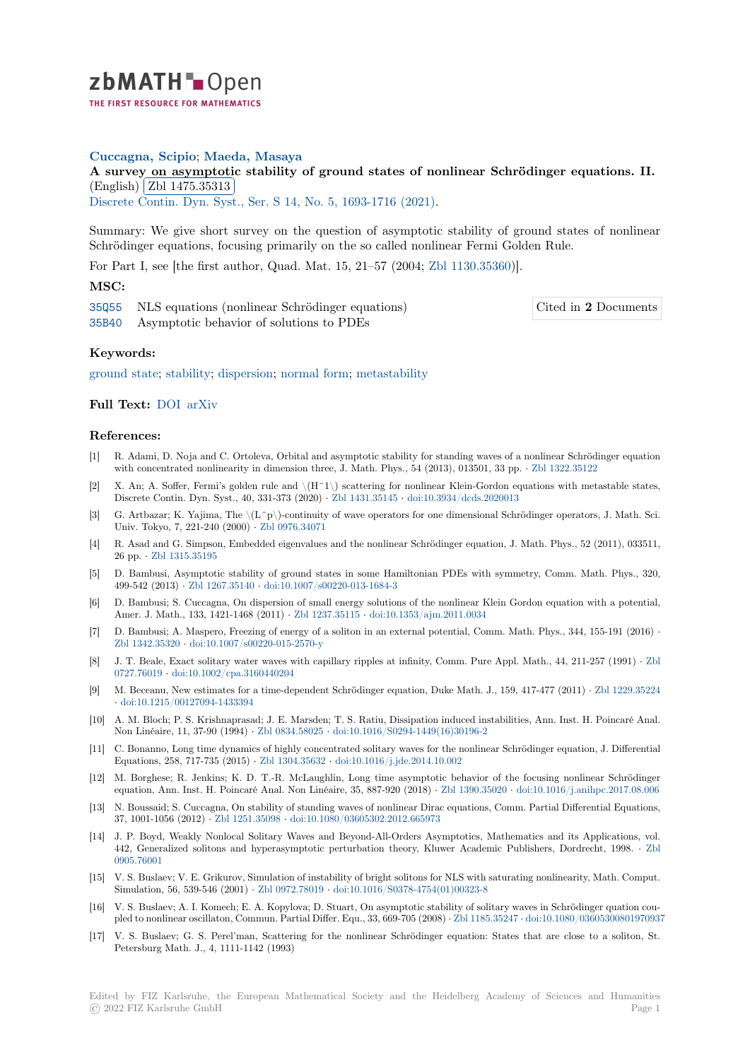**Cuccagna, Scipio; Maeda, Masaya**

**A survey on asymptotic stability of ground states of nonlinear Schrödinger equations. II.** (English) Zbl 1475.35313

Discrete Contin. Dyn. Syst., Ser. S 14, No. 5, 1693-1716 (2021).

Summary: We give short survey on the question of asymptotic stability of ground states of nonlinear Schrödinger equations, focusing primarily on the so called nonlinear Fermi Golden Rule.

For Part I, see [the first author, Quad. Mat. 15, 21–57 (2004; Zbl 1130.35360)].

### MSC:

35Q55 NLS equations (nonlinear Schrödinger equations)

35B40 Asymptotic behavior of solutions to PDEs

Cited in **2** Documents

### Keywords:

ground state; stability; dispersion; normal form; metastability

### Full Text:

DOI arXiv

### References:

[1] R. Adami, D. Noja and C. Ortoleva, Orbital and asymptotic stability for standing waves of a nonlinear Schrödinger equation with concentrated nonlinearity in dimension three, J. Math. Phys., 54 (2013), 013501, 33 pp. · Zbl 1322.35122

[2] X. An; A. Soffer, Fermi's golden rule and \(H^1\) scattering for nonlinear Klein-Gordon equations with metastable states, Discrete Contin. Dyn. Syst., 40, 331-373 (2020) · Zbl 1431.35145 · doi:10.3934/dcds.2020013

[3] G. Artbazar; K. Yajima, The \(L^p\)-continuity of wave operators for one dimensional Schrödinger operators, J. Math. Sci. Univ. Tokyo, 7, 221-240 (2000) · Zbl 0976.34071

[4] R. Asad and G. Simpson, Embedded eigenvalues and the nonlinear Schrödinger equation, J. Math. Phys., 52 (2011), 033511, 26 pp. · Zbl 1315.35195

[5] D. Bambusi, Asymptotic stability of ground states in some Hamiltonian PDEs with symmetry, Comm. Math. Phys., 320, 499-542 (2013) · Zbl 1267.35140 · doi:10.1007/s00220-013-1684-3

[6] D. Bambusi; S. Cuccagna, On dispersion of small energy solutions of the nonlinear Klein Gordon equation with a potential, Amer. J. Math., 133, 1421-1468 (2011) · Zbl 1237.35115 · doi:10.1353/ajm.2011.0034

[7] D. Bambusi; A. Maspero, Freezing of energy of a soliton in an external potential, Comm. Math. Phys., 344, 155-191 (2016) · Zbl 1342.35320 · doi:10.1007/s00220-015-2570-y

[8] J. T. Beale, Exact solitary water waves with capillary ripples at infinity, Comm. Pure Appl. Math., 44, 211-257 (1991) · Zbl 0727.76019 · doi:10.1002/cpa.3160440204

[9] M. Beceanu, New estimates for a time-dependent Schrödinger equation, Duke Math. J., 159, 417-477 (2011) · Zbl 1229.35224 · doi:10.1215/00127094-1433394

[10] A. M. Bloch; P. S. Krishnaprasad; J. E. Marsden; T. S. Ratiu, Dissipation induced instabilities, Ann. Inst. H. Poincaré Anal. Non Linéaire, 11, 37-90 (1994) · Zbl 0834.58025 · doi:10.1016/S0294-1449(16)30196-2

[11] C. Bonanno, Long time dynamics of highly concentrated solitary waves for the nonlinear Schrödinger equation, J. Differential Equations, 258, 717-735 (2015) · Zbl 1304.35632 · doi:10.1016/j.jde.2014.10.002

[12] M. Borghese; R. Jenkins; K. D. T.-R. McLaughlin, Long time asymptotic behavior of the focusing nonlinear Schrödinger equation, Ann. Inst. H. Poincaré Anal. Non Linéaire, 35, 887-920 (2018) · Zbl 1390.35020 · doi:10.1016/j.anihpc.2017.08.006

[13] N. Boussaid; S. Cuccagna, On stability of standing waves of nonlinear Dirac equations, Comm. Partial Differential Equations, 37, 1001-1056 (2012) · Zbl 1251.35098 · doi:10.1080/03605302.2012.665973

[14] J. P. Boyd, Weakly Nonlocal Solitary Waves and Beyond-All-Orders Asymptotics, Mathematics and its Applications, vol. 442, Generalized solitons and hyperasymptotic perturbation theory, Kluwer Academic Publishers, Dordrecht, 1998. · Zbl 0905.76001

[15] V. S. Buslaev; V. E. Grikurov, Simulation of instability of bright solitons for NLS with saturating nonlinearity, Math. Comput. Simulation, 56, 539-546 (2001) · Zbl 0972.78019 · doi:10.1016/S0378-4754(01)00323-8

[16] V. S. Buslaev; A. I. Komech; E. A. Kopylova; D. Stuart, On asymptotic stability of solitary waves in Schrödinger quation coupled to nonlinear oscillaton, Commun. Partial Differ. Equ., 33, 669-705 (2008) · Zbl 1185.35247 · doi:10.1080/03605300801970937

[17] V. S. Buslaev; G. S. Perel'man, Scattering for the nonlinear Schrödinger equation: States that are close to a soliton, St. Petersburg Math. J., 4, 1111-1142 (1993)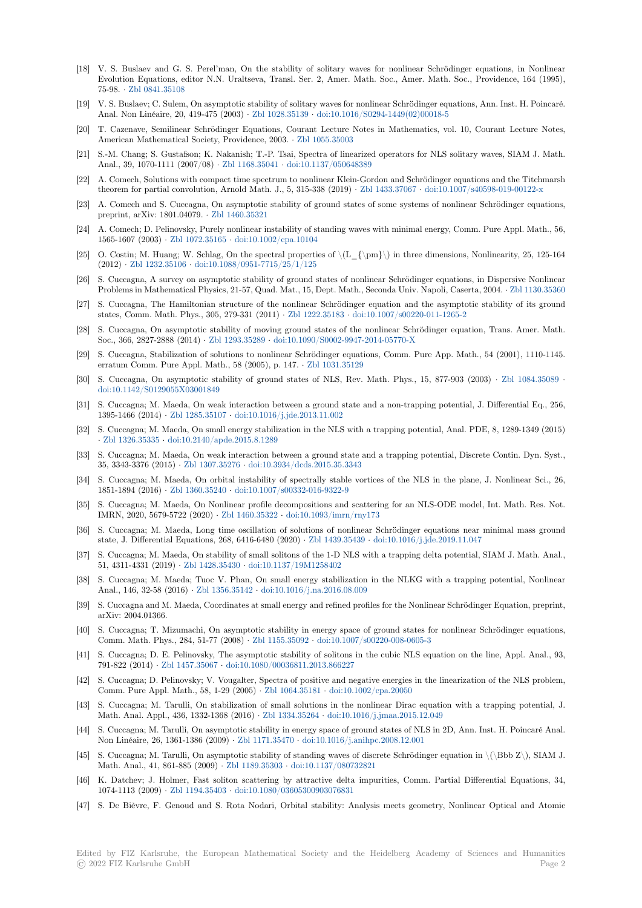[18] V. S. Buslaev and G. S. Perel'man, On the stability of solitary waves for nonlinear Schrödinger equations, in Nonlinear Evolution Equations, editor N.N. Uraltseva, Transl. Ser. 2, Amer. Math. Soc., Amer. Math. Soc., Providence, 164 (1995), 75-98. · Zbl 0841.35108

[19] V. S. Buslaev; C. Sulem, On asymptotic stability of solitary waves for nonlinear Schrödinger equations, Ann. Inst. H. Poincaré. Anal. Non Linéaire, 20, 419-475 (2003) · Zbl 1028.35139 · doi:10.1016/S0294-1449(02)00018-5

[20] T. Cazenave, Semilinear Schrödinger Equations, Courant Lecture Notes in Mathematics, vol. 10, Courant Lecture Notes, American Mathematical Society, Providence, 2003. · Zbl 1055.35003

[21] S.-M. Chang; S. Gustafson; K. Nakanish; T.-P. Tsai, Spectra of linearized operators for NLS solitary waves, SIAM J. Math. Anal., 39, 1070-1111 (2007/08) · Zbl 1168.35041 · doi:10.1137/050648389

[22] A. Comech, Solutions with compact time spectrum to nonlinear Klein-Gordon and Schrödinger equations and the Titchmarsh theorem for partial convolution, Arnold Math. J., 5, 315-338 (2019) · Zbl 1433.37067 · doi:10.1007/s40598-019-00122-x

[23] A. Comech and S. Cuccagna, On asymptotic stability of ground states of some systems of nonlinear Schrödinger equations, preprint, arXiv: 1801.04079. · Zbl 1460.35321

[24] A. Comech; D. Pelinovsky, Purely nonlinear instability of standing waves with minimal energy, Comm. Pure Appl. Math., 56, 1565-1607 (2003) · Zbl 1072.35165 · doi:10.1002/cpa.10104

[25] O. Costin; M. Huang; W. Schlag, On the spectral properties of $L_{\pm}$ in three dimensions, Nonlinearity, 25, 125-164 (2012) · Zbl 1232.35106 · doi:10.1088/0951-7715/25/1/125

[26] S. Cuccagna, A survey on asymptotic stability of ground states of nonlinear Schrödinger equations, in Dispersive Nonlinear Problems in Mathematical Physics, 21-57, Quad. Mat., 15, Dept. Math., Seconda Univ. Napoli, Caserta, 2004. · Zbl 1130.35360

[27] S. Cuccagna, The Hamiltonian structure of the nonlinear Schrödinger equation and the asymptotic stability of its ground states, Comm. Math. Phys., 305, 279-331 (2011) · Zbl 1222.35183 · doi:10.1007/s00220-011-1265-2

[28] S. Cuccagna, On asymptotic stability of moving ground states of the nonlinear Schrödinger equation, Trans. Amer. Math. Soc., 366, 2827-2888 (2014) · Zbl 1293.35289 · doi:10.1090/S0002-9947-2014-05770-X

[29] S. Cuccagna, Stabilization of solutions to nonlinear Schrödinger equations, Comm. Pure App. Math., 54 (2001), 1110-1145. erratum Comm. Pure Appl. Math., 58 (2005), p. 147. · Zbl 1031.35129

[30] S. Cuccagna, On asymptotic stability of ground states of NLS, Rev. Math. Phys., 15, 877-903 (2003) · Zbl 1084.35089 · doi:10.1142/S0129055X03001849

[31] S. Cuccagna; M. Maeda, On weak interaction between a ground state and a non-trapping potential, J. Differential Eq., 256, 1395-1466 (2014) · Zbl 1285.35107 · doi:10.1016/j.jde.2013.11.002

[32] S. Cuccagna; M. Maeda, On small energy stabilization in the NLS with a trapping potential, Anal. PDE, 8, 1289-1349 (2015) · Zbl 1326.35335 · doi:10.2140/apde.2015.8.1289

[33] S. Cuccagna; M. Maeda, On weak interaction between a ground state and a trapping potential, Discrete Contin. Dyn. Syst., 35, 3343-3376 (2015) · Zbl 1307.35276 · doi:10.3934/dcds.2015.35.3343

[34] S. Cuccagna; M. Maeda, On orbital instability of spectrally stable vortices of the NLS in the plane, J. Nonlinear Sci., 26, 1851-1894 (2016) · Zbl 1360.35240 · doi:10.1007/s00332-016-9322-9

[35] S. Cuccagna; M. Maeda, On Nonlinear profile decompositions and scattering for an NLS-ODE model, Int. Math. Res. Not. IMRN, 2020, 5679-5722 (2020) · Zbl 1460.35322 · doi:10.1093/imrn/rny173

[36] S. Cuccagna; M. Maeda, Long time oscillation of solutions of nonlinear Schrödinger equations near minimal mass ground state, J. Differential Equations, 268, 6416-6480 (2020) · Zbl 1439.35439 · doi:10.1016/j.jde.2019.11.047

[37] S. Cuccagna; M. Maeda, On stability of small solitons of the 1-D NLS with a trapping delta potential, SIAM J. Math. Anal., 51, 4311-4331 (2019) · Zbl 1428.35430 · doi:10.1137/19M1258402

[38] S. Cuccagna; M. Maeda; Tuoc V. Phan, On small energy stabilization in the NLKG with a trapping potential, Nonlinear Anal., 146, 32-58 (2016) · Zbl 1356.35142 · doi:10.1016/j.na.2016.08.009

[39] S. Cuccagna and M. Maeda, Coordinates at small energy and refined profiles for the Nonlinear Schrödinger Equation, preprint, arXiv: 2004.01366.

[40] S. Cuccagna; T. Mizumachi, On asymptotic stability in energy space of ground states for nonlinear Schrödinger equations, Comm. Math. Phys., 284, 51-77 (2008) · Zbl 1155.35092 · doi:10.1007/s00220-008-0605-3

[41] S. Cuccagna; D. E. Pelinovsky, The asymptotic stability of solitons in the cubic NLS equation on the line, Appl. Anal., 93, 791-822 (2014) · Zbl 1457.35067 · doi:10.1080/00036811.2013.866227

[42] S. Cuccagna; D. Pelinovsky; V. Vougalter, Spectra of positive and negative energies in the linearization of the NLS problem, Comm. Pure Appl. Math., 58, 1-29 (2005) · Zbl 1064.35181 · doi:10.1002/cpa.20050

[43] S. Cuccagna; M. Tarulli, On stabilization of small solutions in the nonlinear Dirac equation with a trapping potential, J. Math. Anal. Appl., 436, 1332-1368 (2016) · Zbl 1334.35264 · doi:10.1016/j.jmaa.2015.12.049

[44] S. Cuccagna; M. Tarulli, On asymptotic stability in energy space of ground states of NLS in 2D, Ann. Inst. H. Poincaré Anal. Non Linéaire, 26, 1361-1386 (2009) · Zbl 1171.35470 · doi:10.1016/j.anihpc.2008.12.001

[45] S. Cuccagna; M. Tarulli, On asymptotic stability of standing waves of discrete Schrödinger equation in $\mathbb{Z}$, SIAM J. Math. Anal., 41, 861-885 (2009) · Zbl 1189.35303 · doi:10.1137/080732821

[46] K. Datchev; J. Holmer, Fast soliton scattering by attractive delta impurities, Comm. Partial Differential Equations, 34, 1074-1113 (2009) · Zbl 1194.35403 · doi:10.1080/03605300903076831

[47] S. De Bièvre, F. Genoud and S. Rota Nodari, Orbital stability: Analysis meets geometry, Nonlinear Optical and Atomic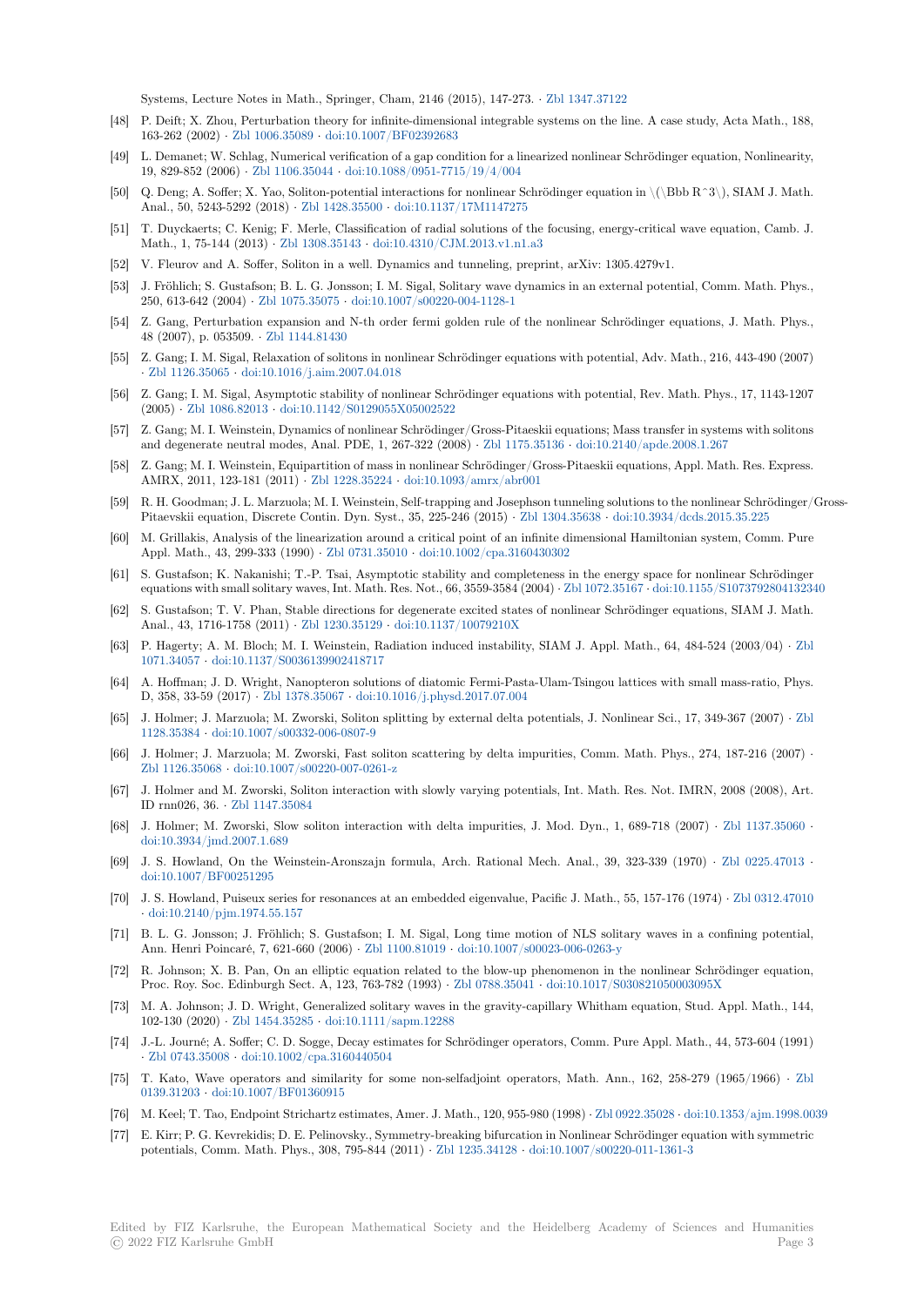Systems, Lecture Notes in Math., Springer, Cham, 2146 (2015), 147-273. · Zbl 1347.37122

[48] P. Deift; X. Zhou, Perturbation theory for infinite-dimensional integrable systems on the line. A case study, Acta Math., 188, 163-262 (2002) · Zbl 1006.35089 · doi:10.1007/BF02392683

[49] L. Demanet; W. Schlag, Numerical verification of a gap condition for a linearized nonlinear Schrödinger equation, Nonlinearity, 19, 829-852 (2006) · Zbl 1106.35044 · doi:10.1088/0951-7715/19/4/004

[50] Q. Deng; A. Soffer; X. Yao, Soliton-potential interactions for nonlinear Schrödinger equation in \(\Bbb R^3\), SIAM J. Math. Anal., 50, 5243-5292 (2018) · Zbl 1428.35500 · doi:10.1137/17M1147275

[51] T. Duyckaerts; C. Kenig; F. Merle, Classification of radial solutions of the focusing, energy-critical wave equation, Camb. J. Math., 1, 75-144 (2013) · Zbl 1308.35143 · doi:10.4310/CJM.2013.v1.n1.a3

[52] V. Fleurov and A. Soffer, Soliton in a well. Dynamics and tunneling, preprint, arXiv: 1305.4279v1.

[53] J. Fröhlich; S. Gustafson; B. L. G. Jonsson; I. M. Sigal, Solitary wave dynamics in an external potential, Comm. Math. Phys., 250, 613-642 (2004) · Zbl 1075.35075 · doi:10.1007/s00220-004-1128-1

[54] Z. Gang, Perturbation expansion and N-th order fermi golden rule of the nonlinear Schrödinger equations, J. Math. Phys., 48 (2007), p. 053509. · Zbl 1144.81430

[55] Z. Gang; I. M. Sigal, Relaxation of solitons in nonlinear Schrödinger equations with potential, Adv. Math., 216, 443-490 (2007) · Zbl 1126.35065 · doi:10.1016/j.aim.2007.04.018

[56] Z. Gang; I. M. Sigal, Asymptotic stability of nonlinear Schrödinger equations with potential, Rev. Math. Phys., 17, 1143-1207 (2005) · Zbl 1086.82013 · doi:10.1142/S0129055X05002522

[57] Z. Gang; M. I. Weinstein, Dynamics of nonlinear Schrödinger/Gross-Pitaeskii equations; Mass transfer in systems with solitons and degenerate neutral modes, Anal. PDE, 1, 267-322 (2008) · Zbl 1175.35136 · doi:10.2140/apde.2008.1.267

[58] Z. Gang; M. I. Weinstein, Equipartition of mass in nonlinear Schrödinger/Gross-Pitaeskii equations, Appl. Math. Res. Express. AMRX, 2011, 123-181 (2011) · Zbl 1228.35224 · doi:10.1093/amrx/abr001

[59] R. H. Goodman; J. L. Marzuola; M. I. Weinstein, Self-trapping and Josephson tunneling solutions to the nonlinear Schrödinger/Gross-Pitaevskii equation, Discrete Contin. Dyn. Syst., 35, 225-246 (2015) · Zbl 1304.35638 · doi:10.3934/dcds.2015.35.225

[60] M. Grillakis, Analysis of the linearization around a critical point of an infinite dimensional Hamiltonian system, Comm. Pure Appl. Math., 43, 299-333 (1990) · Zbl 0731.35010 · doi:10.1002/cpa.3160430302

[61] S. Gustafson; K. Nakanishi; T.-P. Tsai, Asymptotic stability and completeness in the energy space for nonlinear Schrödinger equations with small solitary waves, Int. Math. Res. Not., 66, 3559-3584 (2004) · Zbl 1072.35167 · doi:10.1155/S1073792804132340

[62] S. Gustafson; T. V. Phan, Stable directions for degenerate excited states of nonlinear Schrödinger equations, SIAM J. Math. Anal., 43, 1716-1758 (2011) · Zbl 1230.35129 · doi:10.1137/10079210X

[63] P. Hagerty; A. M. Bloch; M. I. Weinstein, Radiation induced instability, SIAM J. Appl. Math., 64, 484-524 (2003/04) · Zbl 1071.34057 · doi:10.1137/S0036139902418717

[64] A. Hoffman; J. D. Wright, Nanopteron solutions of diatomic Fermi-Pasta-Ulam-Tsingou lattices with small mass-ratio, Phys. D, 358, 33-59 (2017) · Zbl 1378.35067 · doi:10.1016/j.physd.2017.07.004

[65] J. Holmer; J. Marzuola; M. Zworski, Soliton splitting by external delta potentials, J. Nonlinear Sci., 17, 349-367 (2007) · Zbl 1128.35384 · doi:10.1007/s00332-006-0807-9

[66] J. Holmer; J. Marzuola; M. Zworski, Fast soliton scattering by delta impurities, Comm. Math. Phys., 274, 187-216 (2007) · Zbl 1126.35068 · doi:10.1007/s00220-007-0261-z

[67] J. Holmer and M. Zworski, Soliton interaction with slowly varying potentials, Int. Math. Res. Not. IMRN, 2008 (2008), Art. ID rnn026, 36. · Zbl 1147.35084

[68] J. Holmer; M. Zworski, Slow soliton interaction with delta impurities, J. Mod. Dyn., 1, 689-718 (2007) · Zbl 1137.35060 · doi:10.3934/jmd.2007.1.689

[69] J. S. Howland, On the Weinstein-Aronszajn formula, Arch. Rational Mech. Anal., 39, 323-339 (1970) · Zbl 0225.47013 · doi:10.1007/BF00251295

[70] J. S. Howland, Puiseux series for resonances at an embedded eigenvalue, Pacific J. Math., 55, 157-176 (1974) · Zbl 0312.47010 · doi:10.2140/pjm.1974.55.157

[71] B. L. G. Jonsson; J. Fröhlich; S. Gustafson; I. M. Sigal, Long time motion of NLS solitary waves in a confining potential, Ann. Henri Poincaré, 7, 621-660 (2006) · Zbl 1100.81019 · doi:10.1007/s00023-006-0263-y

[72] R. Johnson; X. B. Pan, On an elliptic equation related to the blow-up phenomenon in the nonlinear Schrödinger equation, Proc. Roy. Soc. Edinburgh Sect. A, 123, 763-782 (1993) · Zbl 0788.35041 · doi:10.1017/S030821050003095X

[73] M. A. Johnson; J. D. Wright, Generalized solitary waves in the gravity-capillary Whitham equation, Stud. Appl. Math., 144, 102-130 (2020) · Zbl 1454.35285 · doi:10.1111/sapm.12288

[74] J.-L. Journé; A. Soffer; C. D. Sogge, Decay estimates for Schrödinger operators, Comm. Pure Appl. Math., 44, 573-604 (1991) · Zbl 0743.35008 · doi:10.1002/cpa.3160440504

[75] T. Kato, Wave operators and similarity for some non-selfadjoint operators, Math. Ann., 162, 258-279 (1965/1966) · Zbl 0139.31203 · doi:10.1007/BF01360915

[76] M. Keel; T. Tao, Endpoint Strichartz estimates, Amer. J. Math., 120, 955-980 (1998) · Zbl 0922.35028 · doi:10.1353/ajm.1998.0039

[77] E. Kirr; P. G. Kevrekidis; D. E. Pelinovsky., Symmetry-breaking bifurcation in Nonlinear Schrödinger equation with symmetric potentials, Comm. Math. Phys., 308, 795-844 (2011) · Zbl 1235.34128 · doi:10.1007/s00220-011-1361-3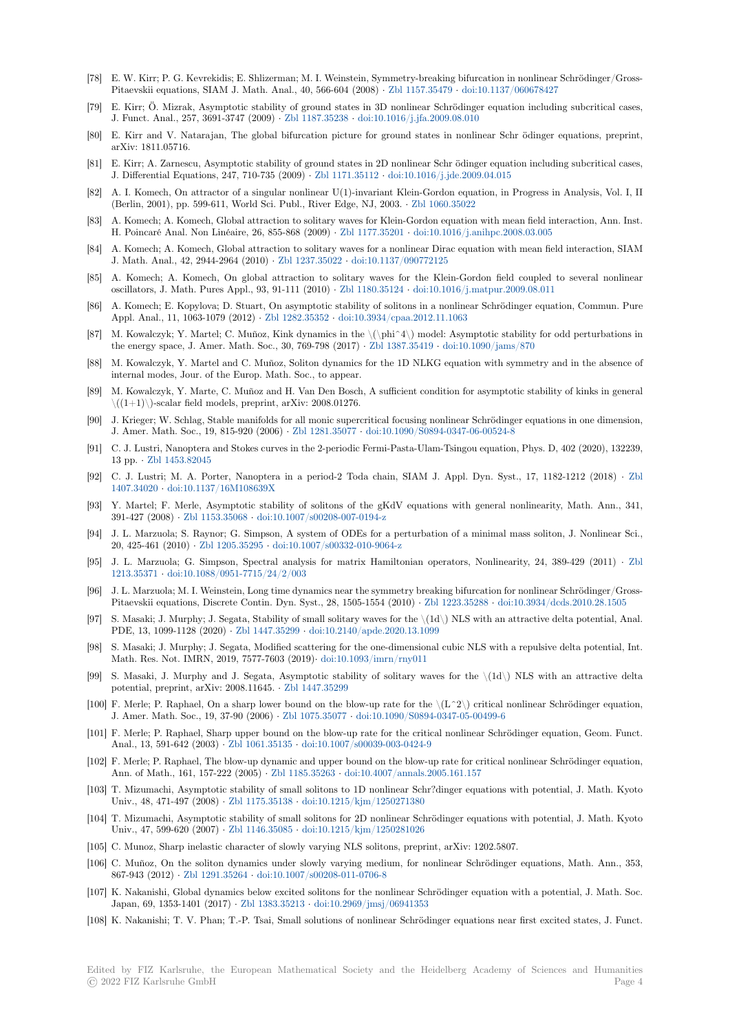[78] E. W. Kirr; P. G. Kevrekidis; E. Shlizerman; M. I. Weinstein, Symmetry-breaking bifurcation in nonlinear Schrödinger/Gross-Pitaevskii equations, SIAM J. Math. Anal., 40, 566-604 (2008) · Zbl 1157.35479 · doi:10.1137/060678427

[79] E. Kirr; Ö. Mizrak, Asymptotic stability of ground states in 3D nonlinear Schrödinger equation including subcritical cases, J. Funct. Anal., 257, 3691-3747 (2009) · Zbl 1187.35238 · doi:10.1016/j.jfa.2009.08.010

[80] E. Kirr and V. Natarajan, The global bifurcation picture for ground states in nonlinear Schr ödinger equations, preprint, arXiv: 1811.05716.

[81] E. Kirr; A. Zarnescu, Asymptotic stability of ground states in 2D nonlinear Schr ödinger equation including subcritical cases, J. Differential Equations, 247, 710-735 (2009) · Zbl 1171.35112 · doi:10.1016/j.jde.2009.04.015

[82] A. I. Komech, On attractor of a singular nonlinear U(1)-invariant Klein-Gordon equation, in Progress in Analysis, Vol. I, II (Berlin, 2001), pp. 599-611, World Sci. Publ., River Edge, NJ, 2003. · Zbl 1060.35022

[83] A. Komech; A. Komech, Global attraction to solitary waves for Klein-Gordon equation with mean field interaction, Ann. Inst. H. Poincaré Anal. Non Linéaire, 26, 855-868 (2009) · Zbl 1177.35201 · doi:10.1016/j.anihpc.2008.03.005

[84] A. Komech; A. Komech, Global attraction to solitary waves for a nonlinear Dirac equation with mean field interaction, SIAM J. Math. Anal., 42, 2944-2964 (2010) · Zbl 1237.35022 · doi:10.1137/090772125

[85] A. Komech; A. Komech, On global attraction to solitary waves for the Klein-Gordon field coupled to several nonlinear oscillators, J. Math. Pures Appl., 93, 91-111 (2010) · Zbl 1180.35124 · doi:10.1016/j.matpur.2009.08.011

[86] A. Komech; E. Kopylova; D. Stuart, On asymptotic stability of solitons in a nonlinear Schrödinger equation, Commun. Pure Appl. Anal., 11, 1063-1079 (2012) · Zbl 1282.35352 · doi:10.3934/cpaa.2012.11.1063

[87] M. Kowalczyk; Y. Martel; C. Muñoz, Kink dynamics in the $\phi^4$ model: Asymptotic stability for odd perturbations in the energy space, J. Amer. Math. Soc., 30, 769-798 (2017) · Zbl 1387.35419 · doi:10.1090/jams/870

[88] M. Kowalczyk, Y. Martel and C. Muñoz, Soliton dynamics for the 1D NLKG equation with symmetry and in the absence of internal modes, Jour. of the Europ. Math. Soc., to appear.

[89] M. Kowalczyk, Y. Marte, C. Muñoz and H. Van Den Bosch, A sufficient condition for asymptotic stability of kinks in general $(1+1)$-scalar field models, preprint, arXiv: 2008.01276.

[90] J. Krieger; W. Schlag, Stable manifolds for all monic supercritical focusing nonlinear Schrödinger equations in one dimension, J. Amer. Math. Soc., 19, 815-920 (2006) · Zbl 1281.35077 · doi:10.1090/S0894-0347-06-00524-8

[91] C. J. Lustri, Nanoptera and Stokes curves in the 2-periodic Fermi-Pasta-Ulam-Tsingou equation, Phys. D, 402 (2020), 132239, 13 pp. · Zbl 1453.82045

[92] C. J. Lustri; M. A. Porter, Nanoptera in a period-2 Toda chain, SIAM J. Appl. Dyn. Syst., 17, 1182-1212 (2018) · Zbl 1407.34020 · doi:10.1137/16M108639X

[93] Y. Martel; F. Merle, Asymptotic stability of solitons of the gKdV equations with general nonlinearity, Math. Ann., 341, 391-427 (2008) · Zbl 1153.35068 · doi:10.1007/s00208-007-0194-z

[94] J. L. Marzuola; S. Raynor; G. Simpson, A system of ODEs for a perturbation of a minimal mass soliton, J. Nonlinear Sci., 20, 425-461 (2010) · Zbl 1205.35295 · doi:10.1007/s00332-010-9064-z

[95] J. L. Marzuola; G. Simpson, Spectral analysis for matrix Hamiltonian operators, Nonlinearity, 24, 389-429 (2011) · Zbl 1213.35371 · doi:10.1088/0951-7715/24/2/003

[96] J. L. Marzuola; M. I. Weinstein, Long time dynamics near the symmetry breaking bifurcation for nonlinear Schrödinger/Gross-Pitaevskii equations, Discrete Contin. Dyn. Syst., 28, 1505-1554 (2010) · Zbl 1223.35288 · doi:10.3934/dcds.2010.28.1505

[97] S. Masaki; J. Murphy; J. Segata, Stability of small solitary waves for the $1d$ NLS with an attractive delta potential, Anal. PDE, 13, 1099-1128 (2020) · Zbl 1447.35299 · doi:10.2140/apde.2020.13.1099

[98] S. Masaki; J. Murphy; J. Segata, Modified scattering for the one-dimensional cubic NLS with a repulsive delta potential, Int. Math. Res. Not. IMRN, 2019, 7577-7603 (2019)· doi:10.1093/imrn/rny011

[99] S. Masaki, J. Murphy and J. Segata, Asymptotic stability of solitary waves for the $1d$ NLS with an attractive delta potential, preprint, arXiv: 2008.11645. · Zbl 1447.35299

[100] F. Merle; P. Raphael, On a sharp lower bound on the blow-up rate for the $L^2$ critical nonlinear Schrödinger equation, J. Amer. Math. Soc., 19, 37-90 (2006) · Zbl 1075.35077 · doi:10.1090/S0894-0347-05-00499-6

[101] F. Merle; P. Raphael, Sharp upper bound on the blow-up rate for the critical nonlinear Schrödinger equation, Geom. Funct. Anal., 13, 591-642 (2003) · Zbl 1061.35135 · doi:10.1007/s00039-003-0424-9

[102] F. Merle; P. Raphael, The blow-up dynamic and upper bound on the blow-up rate for critical nonlinear Schrödinger equation, Ann. of Math., 161, 157-222 (2005) · Zbl 1185.35263 · doi:10.4007/annals.2005.161.157

[103] T. Mizumachi, Asymptotic stability of small solitons to 1D nonlinear Schr?dinger equations with potential, J. Math. Kyoto Univ., 48, 471-497 (2008) · Zbl 1175.35138 · doi:10.1215/kjm/1250271380

[104] T. Mizumachi, Asymptotic stability of small solitons for 2D nonlinear Schrödinger equations with potential, J. Math. Kyoto Univ., 47, 599-620 (2007) · Zbl 1146.35085 · doi:10.1215/kjm/1250281026

[105] C. Munoz, Sharp inelastic character of slowly varying NLS solitons, preprint, arXiv: 1202.5807.

[106] C. Muñoz, On the soliton dynamics under slowly varying medium, for nonlinear Schrödinger equations, Math. Ann., 353, 867-943 (2012) · Zbl 1291.35264 · doi:10.1007/s00208-011-0706-8

[107] K. Nakanishi, Global dynamics below excited solitons for the nonlinear Schrödinger equation with a potential, J. Math. Soc. Japan, 69, 1353-1401 (2017) · Zbl 1383.35213 · doi:10.2969/jmsj/06941353

[108] K. Nakanishi; T. V. Phan; T.-P. Tsai, Small solutions of nonlinear Schrödinger equations near first excited states, J. Funct.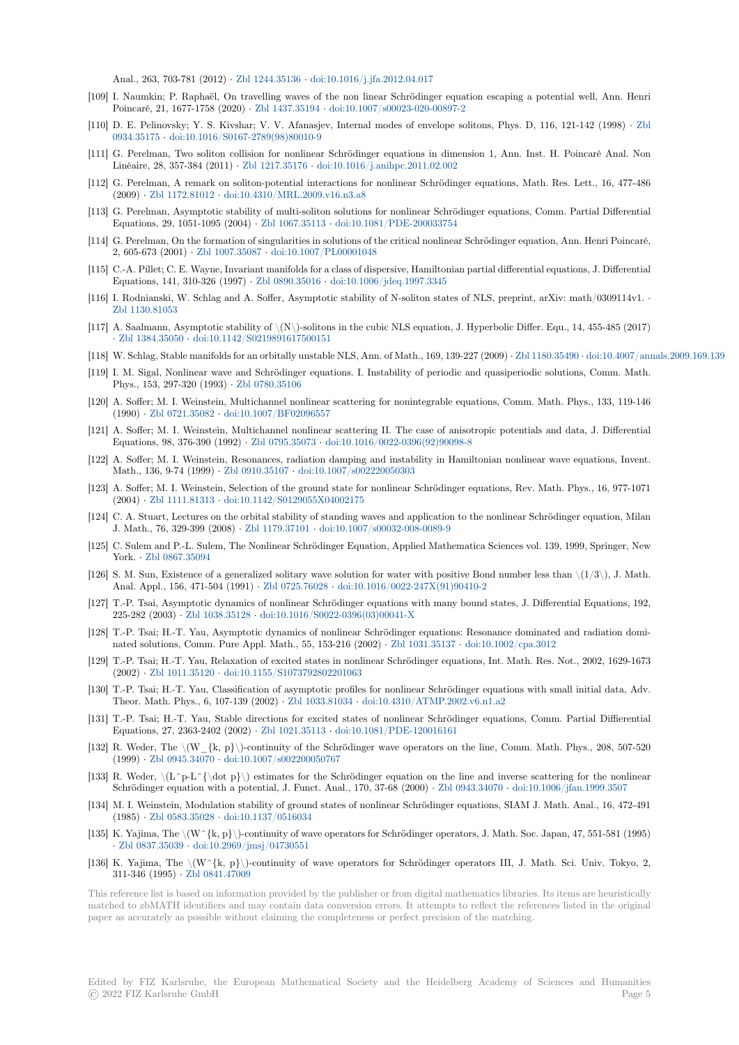Anal., 263, 703-781 (2012) · Zbl 1244.35136 · doi:10.1016/j.jfa.2012.04.017

[109] I. Naumkin; P. Raphaël, On travelling waves of the non linear Schrödinger equation escaping a potential well, Ann. Henri Poincaré, 21, 1677-1758 (2020) · Zbl 1437.35194 · doi:10.1007/s00023-020-00897-2

[110] D. E. Pelinovsky; Y. S. Kivshar; V. V. Afanasjev, Internal modes of envelope solitons, Phys. D, 116, 121-142 (1998) · Zbl 0934.35175 · doi:10.1016/S0167-2789(98)80010-9

[111] G. Perelman, Two soliton collision for nonlinear Schrödinger equations in dimension 1, Ann. Inst. H. Poincaré Anal. Non Linéaire, 28, 357-384 (2011) · Zbl 1217.35176 · doi:10.1016/j.anihpc.2011.02.002

[112] G. Perelman, A remark on soliton-potential interactions for nonlinear Schrödinger equations, Math. Res. Lett., 16, 477-486 (2009) · Zbl 1172.81012 · doi:10.4310/MRL.2009.v16.n3.a8

[113] G. Perelman, Asymptotic stability of multi-soliton solutions for nonlinear Schrödinger equations, Comm. Partial Differential Equations, 29, 1051-1095 (2004) · Zbl 1067.35113 · doi:10.1081/PDE-200033754

[114] G. Perelman, On the formation of singularities in solutions of the critical nonlinear Schrödinger equation, Ann. Henri Poincaré, 2, 605-673 (2001) · Zbl 1007.35087 · doi:10.1007/PL00001048

[115] C.-A. Pillet; C. E. Wayne, Invariant manifolds for a class of dispersive, Hamiltonian partial differential equations, J. Differential Equations, 141, 310-326 (1997) · Zbl 0890.35016 · doi:10.1006/jdeq.1997.3345

[116] I. Rodnianski, W. Schlag and A. Soffer, Asymptotic stability of N-soliton states of NLS, preprint, arXiv: math/0309114v1. · Zbl 1130.81053

[117] A. Saalmann, Asymptotic stability of $N$-solitons in the cubic NLS equation, J. Hyperbolic Differ. Equ., 14, 455-485 (2017) · Zbl 1384.35050 · doi:10.1142/S0219891617500151

[118] W. Schlag, Stable manifolds for an orbitally unstable NLS, Ann. of Math., 169, 139-227 (2009) · Zbl 1180.35490 · doi:10.4007/annals.2009.169.139

[119] I. M. Sigal, Nonlinear wave and Schrödinger equations. I. Instability of periodic and quasiperiodic solutions, Comm. Math. Phys., 153, 297-320 (1993) · Zbl 0780.35106

[120] A. Soffer; M. I. Weinstein, Multichannel nonlinear scattering for nonintegrable equations, Comm. Math. Phys., 133, 119-146 (1990) · Zbl 0721.35082 · doi:10.1007/BF02096557

[121] A. Soffer; M. I. Weinstein, Multichannel nonlinear scattering II. The case of anisotropic potentials and data, J. Differential Equations, 98, 376-390 (1992) · Zbl 0795.35073 · doi:10.1016/0022-0396(92)90098-8

[122] A. Soffer; M. I. Weinstein, Resonances, radiation damping and instability in Hamiltonian nonlinear wave equations, Invent. Math., 136, 9-74 (1999) · Zbl 0910.35107 · doi:10.1007/s002220050303

[123] A. Soffer; M. I. Weinstein, Selection of the ground state for nonlinear Schrödinger equations, Rev. Math. Phys., 16, 977-1071 (2004) · Zbl 1111.81313 · doi:10.1142/S0129055X04002175

[124] C. A. Stuart, Lectures on the orbital stability of standing waves and application to the nonlinear Schrödinger equation, Milan J. Math., 76, 329-399 (2008) · Zbl 1179.37101 · doi:10.1007/s00032-008-0089-9

[125] C. Sulem and P.-L. Sulem, The Nonlinear Schrödinger Equation, Applied Mathematica Sciences vol. 139, 1999, Springer, New York. · Zbl 0867.35094

[126] S. M. Sun, Existence of a generalized solitary wave solution for water with positive Bond number less than $1/3$, J. Math. Anal. Appl., 156, 471-504 (1991) · Zbl 0725.76028 · doi:10.1016/0022-247X(91)90410-2

[127] T.-P. Tsai, Asymptotic dynamics of nonlinear Schrödinger equations with many bound states, J. Differential Equations, 192, 225-282 (2003) · Zbl 1038.35128 · doi:10.1016/S0022-0396(03)00041-X

[128] T.-P. Tsai; H.-T. Yau, Asymptotic dynamics of nonlinear Schrödinger equations: Resonance dominated and radiation dominated solutions, Comm. Pure Appl. Math., 55, 153-216 (2002) · Zbl 1031.35137 · doi:10.1002/cpa.3012

[129] T.-P. Tsai; H.-T. Yau, Relaxation of excited states in nonlinear Schrödinger equations, Int. Math. Res. Not., 2002, 1629-1673 (2002) · Zbl 1011.35120 · doi:10.1155/S1073792802201063

[130] T.-P. Tsai; H.-T. Yau, Classification of asymptotic profiles for nonlinear Schrödinger equations with small initial data, Adv. Theor. Math. Phys., 6, 107-139 (2002) · Zbl 1033.81034 · doi:10.4310/ATMP.2002.v6.n1.a2

[131] T.-P. Tsai; H.-T. Yau, Stable directions for excited states of nonlinear Schrödinger equations, Comm. Partial Diffierential Equations, 27, 2363-2402 (2002) · Zbl 1021.35113 · doi:10.1081/PDE-120016161

[132] R. Weder, The $W_{k, p}$-continuity of the Schrödinger wave operators on the line, Comm. Math. Phys., 208, 507-520 (1999) · Zbl 0945.34070 · doi:10.1007/s002200050767

[133] R. Weder, $L^p-L^{\dot p}$ estimates for the Schrödinger equation on the line and inverse scattering for the nonlinear Schrödinger equation with a potential, J. Funct. Anal., 170, 37-68 (2000) · Zbl 0943.34070 · doi:10.1006/jfan.1999.3507

[134] M. I. Weinstein, Modulation stability of ground states of nonlinear Schrödinger equations, SIAM J. Math. Anal., 16, 472-491 (1985) · Zbl 0583.35028 · doi:10.1137/0516034

[135] K. Yajima, The $W^{k, p}$-continuity of wave operators for Schrödinger operators, J. Math. Soc. Japan, 47, 551-581 (1995) · Zbl 0837.35039 · doi:10.2969/jmsj/04730551

[136] K. Yajima, The $W^{k, p}$-continuity of wave operators for Schrödinger operators III, J. Math. Sci. Univ. Tokyo, 2, 311-346 (1995) · Zbl 0841.47009

This reference list is based on information provided by the publisher or from digital mathematics libraries. Its items are heuristically matched to zbMATH identifiers and may contain data conversion errors. It attempts to reflect the references listed in the original paper as accurately as possible without claiming the completeness or perfect precision of the matching.